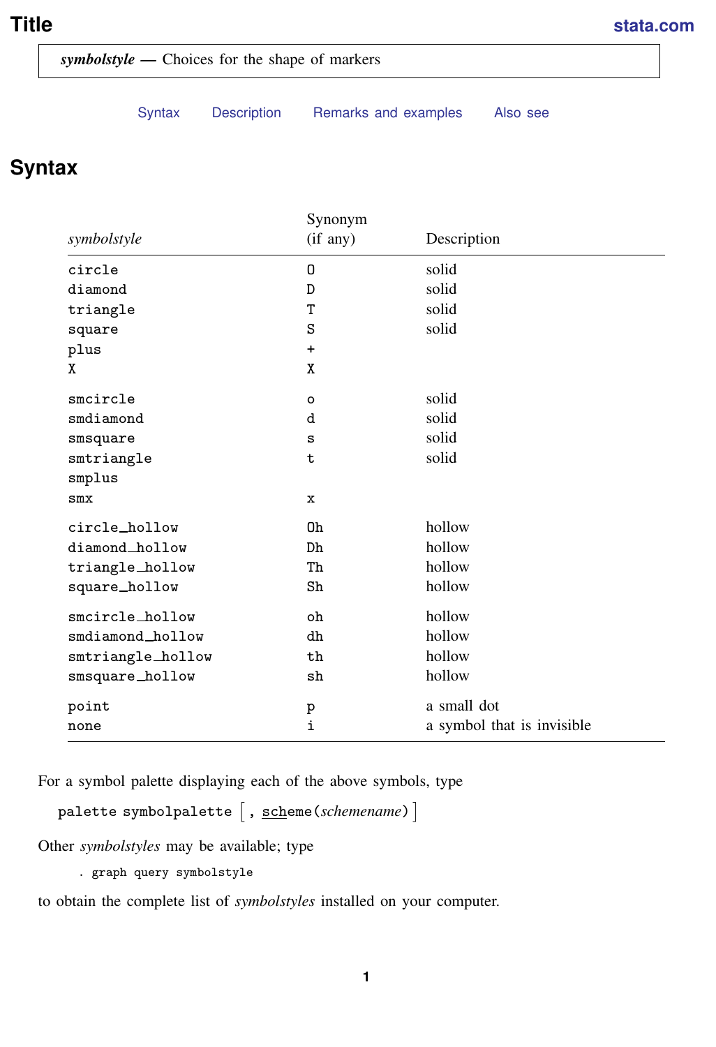# Title

***symbolstyle* — Choices for the shape of markers**

Syntax    Description    Remarks and examples    Also see

## Syntax

| *symbolstyle* | Synonym (if any) | Description |
|---|---|---|
| `circle` | `O` | solid |
| `diamond` | `D` | solid |
| `triangle` | `T` | solid |
| `square` | `S` | solid |
| `plus` | `+` | |
| `X` | `X` | |
| `smcircle` | `o` | solid |
| `smdiamond` | `d` | solid |
| `smsquare` | `s` | solid |
| `smtriangle` | `t` | solid |
| `smplus` | | |
| `smx` | `x` | |
| `circle_hollow` | `Oh` | hollow |
| `diamond_hollow` | `Dh` | hollow |
| `triangle_hollow` | `Th` | hollow |
| `square_hollow` | `Sh` | hollow |
| `smcircle_hollow` | `oh` | hollow |
| `smdiamond_hollow` | `dh` | hollow |
| `smtriangle_hollow` | `th` | hollow |
| `smsquare_hollow` | `sh` | hollow |
| `point` | `p` | a small dot |
| `none` | `i` | a symbol that is invisible |

For a symbol palette displaying each of the above symbols, type

```
palette symbolpalette [ , scheme(schemename) ]
```

Other *symbolstyles* may be available; type

```
. graph query symbolstyle
```

to obtain the complete list of *symbolstyles* installed on your computer.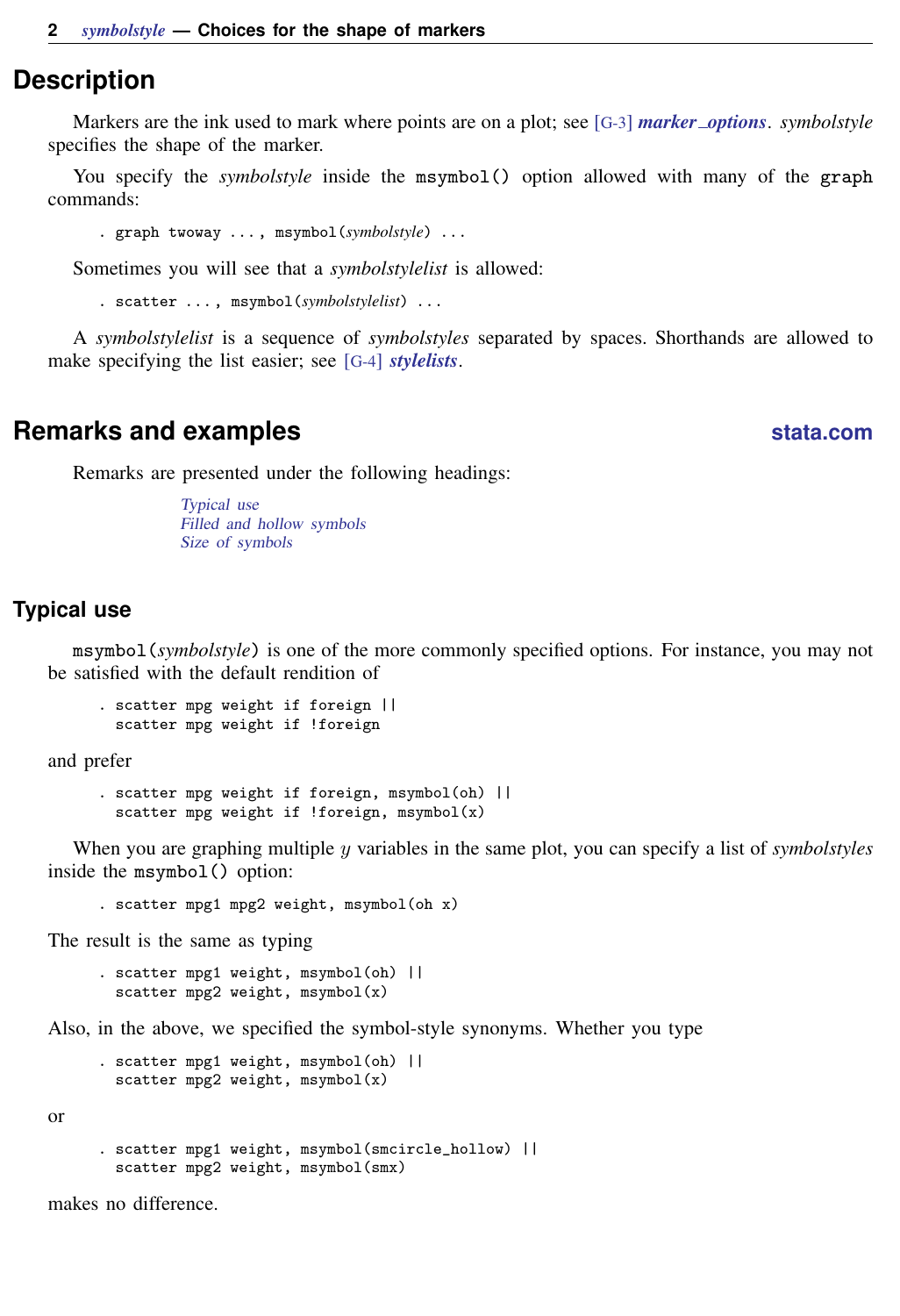## Description

Markers are the ink used to mark where points are on a plot; see [G-3] ***marker_options***. *symbolstyle* specifies the shape of the marker.

You specify the *symbolstyle* inside the msymbol() option allowed with many of the graph commands:

```
. graph twoway ..., msymbol(symbolstyle) ...
```

Sometimes you will see that a *symbolstylelist* is allowed:

```
. scatter ..., msymbol(symbolstylelist) ...
```

A *symbolstylelist* is a sequence of *symbolstyles* separated by spaces. Shorthands are allowed to make specifying the list easier; see [G-4] ***stylelists***.

## Remarks and examples

Remarks are presented under the following headings:

*Typical use*
*Filled and hollow symbols*
*Size of symbols*

### Typical use

msymbol(*symbolstyle*) is one of the more commonly specified options. For instance, you may not be satisfied with the default rendition of

```
. scatter mpg weight if foreign ||
  scatter mpg weight if !foreign
```

and prefer

```
. scatter mpg weight if foreign, msymbol(oh) ||
  scatter mpg weight if !foreign, msymbol(x)
```

When you are graphing multiple $y$ variables in the same plot, you can specify a list of *symbolstyles* inside the msymbol() option:

```
. scatter mpg1 mpg2 weight, msymbol(oh x)
```

The result is the same as typing

```
. scatter mpg1 weight, msymbol(oh) ||
  scatter mpg2 weight, msymbol(x)
```

Also, in the above, we specified the symbol-style synonyms. Whether you type

```
. scatter mpg1 weight, msymbol(oh) ||
  scatter mpg2 weight, msymbol(x)
```

or

```
. scatter mpg1 weight, msymbol(smcircle_hollow) ||
  scatter mpg2 weight, msymbol(smx)
```

makes no difference.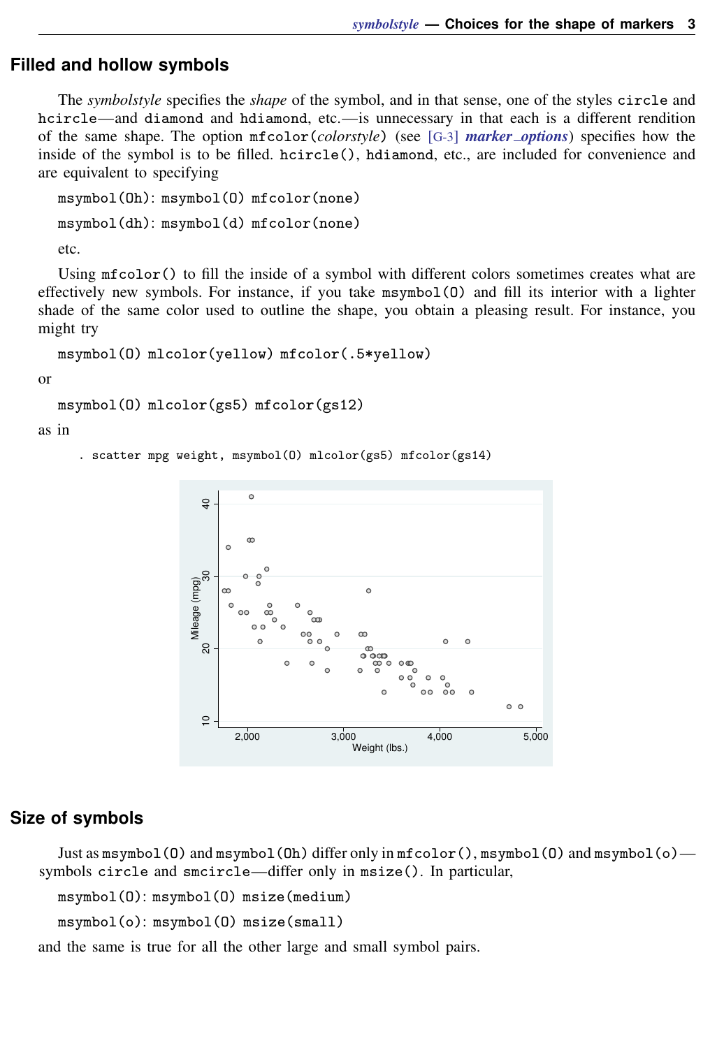## Filled and hollow symbols

The *symbolstyle* specifies the *shape* of the symbol, and in that sense, one of the styles `circle` and `hcircle`—and `diamond` and `hdiamond`, etc.—is unnecessary in that each is a different rendition of the same shape. The option `mfcolor(`*colorstyle*`)` (see [G-3] ***marker_options***) specifies how the inside of the symbol is to be filled. `hcircle()`, `hdiamond`, etc., are included for convenience and are equivalent to specifying

`msymbol(Oh)`: `msymbol(O) mfcolor(none)`

`msymbol(dh)`: `msymbol(d) mfcolor(none)`

etc.

Using `mfcolor()` to fill the inside of a symbol with different colors sometimes creates what are effectively new symbols. For instance, if you take `msymbol(O)` and fill its interior with a lighter shade of the same color used to outline the shape, you obtain a pleasing result. For instance, you might try

```
msymbol(O) mlcolor(yellow) mfcolor(.5*yellow)
```

or

```
msymbol(O) mlcolor(gs5) mfcolor(gs12)
```

as in

```
. scatter mpg weight, msymbol(O) mlcolor(gs5) mfcolor(gs14)
```

## Size of symbols

Just as `msymbol(O)` and `msymbol(Oh)` differ only in `mfcolor()`, `msymbol(O)` and `msymbol(o)`—symbols `circle` and `smcircle`—differ only in `msize()`. In particular,

`msymbol(O)`: `msymbol(O) msize(medium)`

`msymbol(o)`: `msymbol(O) msize(small)`

and the same is true for all the other large and small symbol pairs.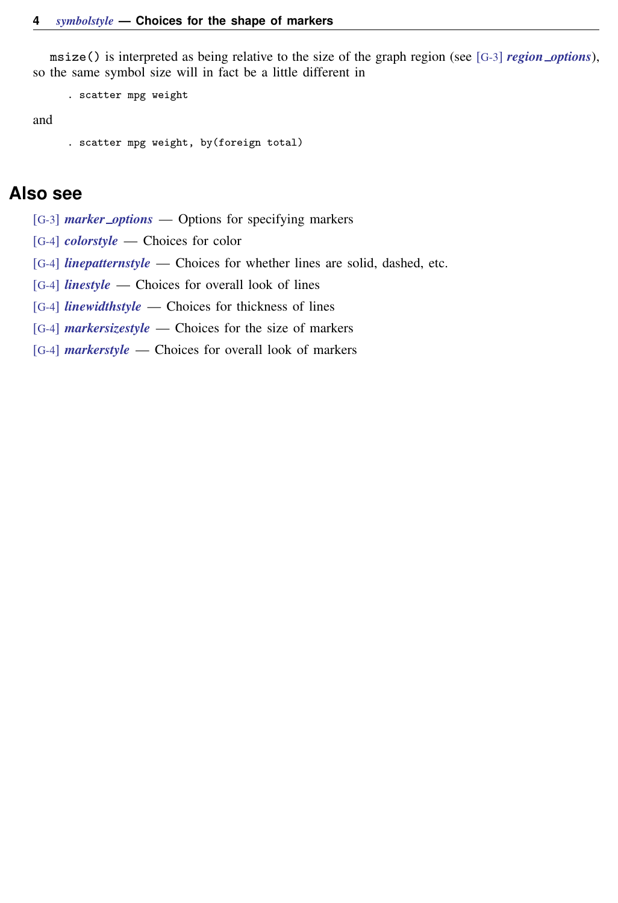`msize()` is interpreted as being relative to the size of the graph region (see [G-3] ***region_options***), so the same symbol size will in fact be a little different in

```
. scatter mpg weight
```

and

```
. scatter mpg weight, by(foreign total)
```

## Also see

[G-3] ***marker_options*** — Options for specifying markers

[G-4] ***colorstyle*** — Choices for color

[G-4] ***linepatternstyle*** — Choices for whether lines are solid, dashed, etc.

[G-4] ***linestyle*** — Choices for overall look of lines

[G-4] ***linewidthstyle*** — Choices for thickness of lines

[G-4] ***markersizestyle*** — Choices for the size of markers

[G-4] ***markerstyle*** — Choices for overall look of markers